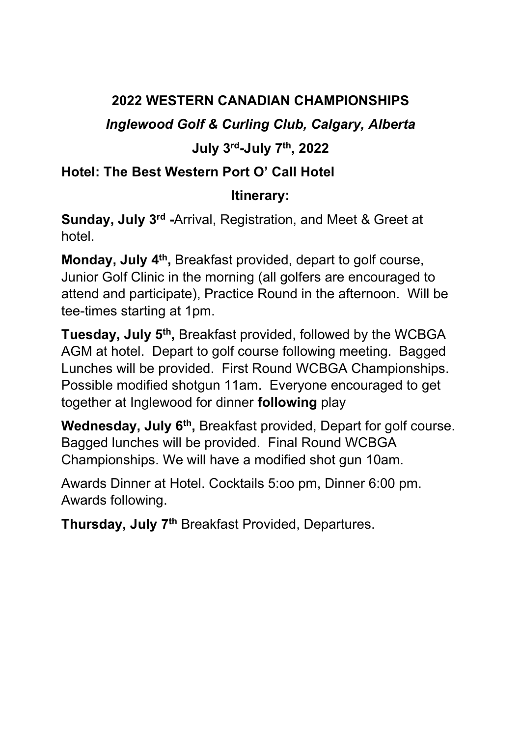# 2022 WESTERN CANADIAN CHAMPIONSHIPS

## *Inglewood Golf & Curling Club, Calgary, Alberta*

## July 3rd-July 7th, 2022

**Hotel: The Best Western Port O' Call Hotel**

**Itinerary:**

**Sunday, July 3rd -**Arrival, Registration, and Meet & Greet at hotel.

**Monday, July 4th,** Breakfast provided, depart to golf course, Junior Golf Clinic in the morning (all golfers are encouraged to attend and participate), Practice Round in the afternoon. Will be tee-times starting at 1pm.

**Tuesday, July 5th,** Breakfast provided, followed by the WCBGA AGM at hotel. Depart to golf course following meeting. Bagged Lunches will be provided. First Round WCBGA Championships. Possible modified shotgun 11am. Everyone encouraged to get together at Inglewood for dinner **following** play

**Wednesday, July 6th,** Breakfast provided, Depart for golf course. Bagged lunches will be provided. Final Round WCBGA Championships. We will have a modified shot gun 10am.

Awards Dinner at Hotel. Cocktails 5:oo pm, Dinner 6:00 pm. Awards following.

**Thursday, July 7th** Breakfast Provided, Departures.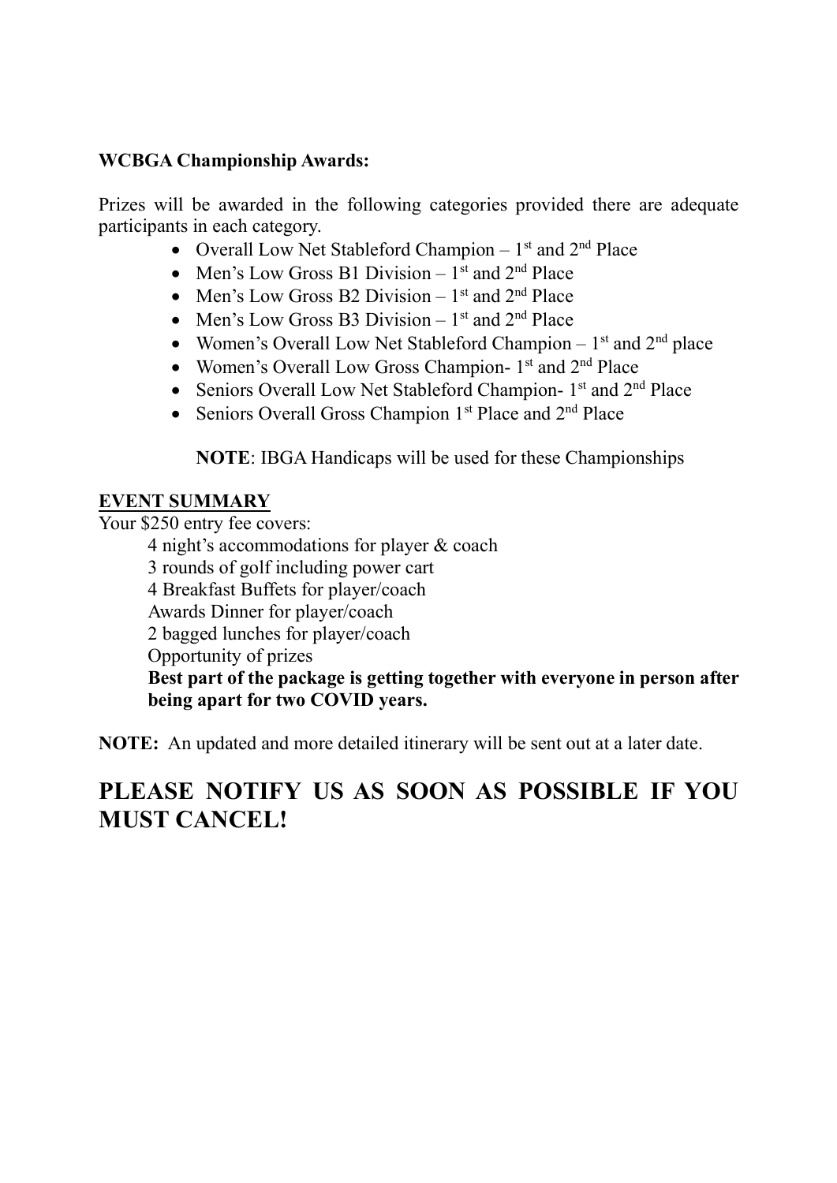**WCBGA Championship Awards:**

Prizes will be awarded in the following categories provided there are adequate participants in each category.

- Overall Low Net Stableford Champion – 1st and 2nd Place
- Men's Low Gross B1 Division – 1st and 2nd Place
- Men's Low Gross B2 Division – 1st and 2nd Place
- Men's Low Gross B3 Division – 1st and 2nd Place
- Women's Overall Low Net Stableford Champion – 1st and 2nd place
- Women's Overall Low Gross Champion- 1st and 2nd Place
- Seniors Overall Low Net Stableford Champion- 1st and 2nd Place
- Seniors Overall Gross Champion 1st Place and 2nd Place

**NOTE**: IBGA Handicaps will be used for these Championships

**EVENT SUMMARY**

Your $250 entry fee covers:

4 night's accommodations for player & coach
3 rounds of golf including power cart
4 Breakfast Buffets for player/coach
Awards Dinner for player/coach
2 bagged lunches for player/coach
Opportunity of prizes
**Best part of the package is getting together with everyone in person after being apart for two COVID years.**

**NOTE:** An updated and more detailed itinerary will be sent out at a later date.

## PLEASE NOTIFY US AS SOON AS POSSIBLE IF YOU MUST CANCEL!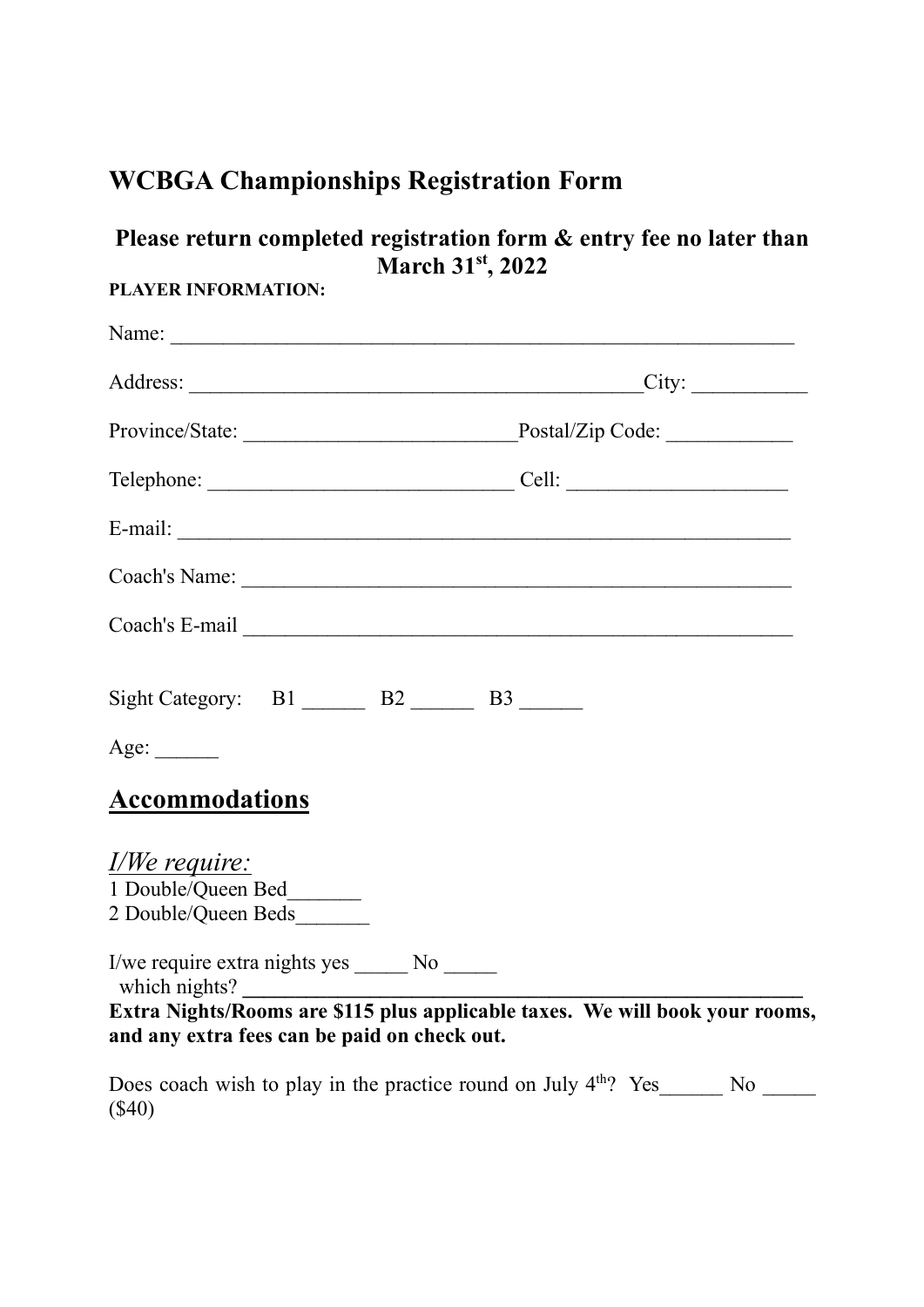# WCBGA Championships Registration Form

**Please return completed registration form & entry fee no later than March 31st, 2022**

**PLAYER INFORMATION:**

Name: ____________________________________________________________

Address: ____________________________________________City: ___________

Province/State: __________________________Postal/Zip Code: ____________

Telephone: _____________________________ Cell: _____________________

E-mail: ___________________________________________________________

Coach's Name: _____________________________________________________

Coach's E-mail _____________________________________________________

Sight Category: B1 ______ B2 ______ B3 ______

Age: ______

## Accommodations

*I/We require:*

1 Double/Queen Bed_______
2 Double/Queen Beds_______

I/we require extra nights yes _____ No _____
which nights? **________________________________________________________**

**Extra Nights/Rooms are $115 plus applicable taxes. We will book your rooms, and any extra fees can be paid on check out.**

Does coach wish to play in the practice round on July 4th? Yes______ No _____ ($40)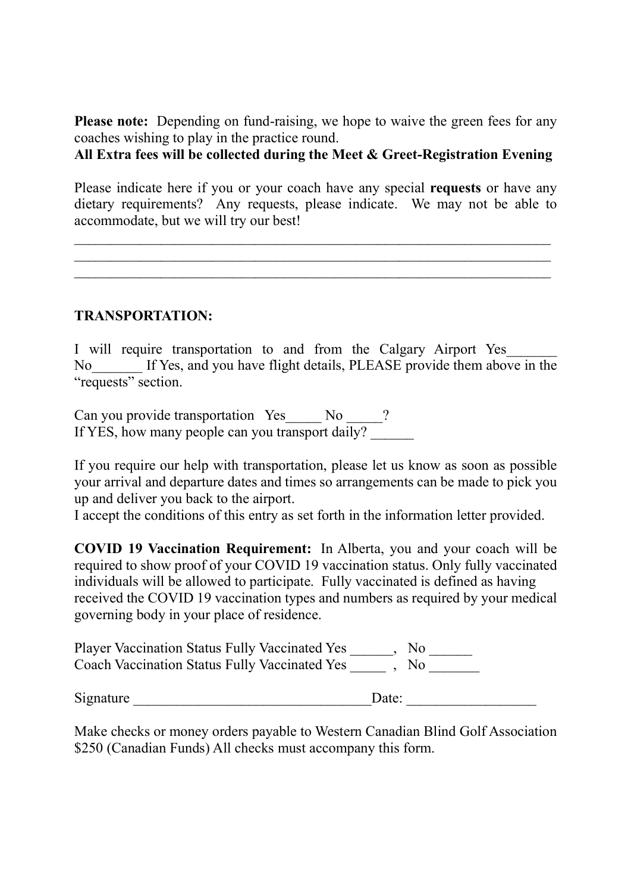**Please note:** Depending on fund-raising, we hope to waive the green fees for any coaches wishing to play in the practice round.
**All Extra fees will be collected during the Meet & Greet-Registration Evening**

Please indicate here if you or your coach have any special **requests** or have any dietary requirements? Any requests, please indicate. We may not be able to accommodate, but we will try our best!

______________________________________________________________________
______________________________________________________________________
______________________________________________________________________

**TRANSPORTATION:**

I will require transportation to and from the Calgary Airport Yes_______ No_______ If Yes, and you have flight details, PLEASE provide them above in the "requests" section.

Can you provide transportation Yes_____ No _____?
If YES, how many people can you transport daily? ______

If you require our help with transportation, please let us know as soon as possible your arrival and departure dates and times so arrangements can be made to pick you up and deliver you back to the airport.
I accept the conditions of this entry as set forth in the information letter provided.

**COVID 19 Vaccination Requirement:** In Alberta, you and your coach will be required to show proof of your COVID 19 vaccination status. Only fully vaccinated individuals will be allowed to participate. Fully vaccinated is defined as having received the COVID 19 vaccination types and numbers as required by your medical governing body in your place of residence.

Player Vaccination Status Fully Vaccinated Yes ______, No ______
Coach Vaccination Status Fully Vaccinated Yes _____ , No _______

Signature ________________________________Date: _________________

Make checks or money orders payable to Western Canadian Blind Golf Association $250 (Canadian Funds) All checks must accompany this form.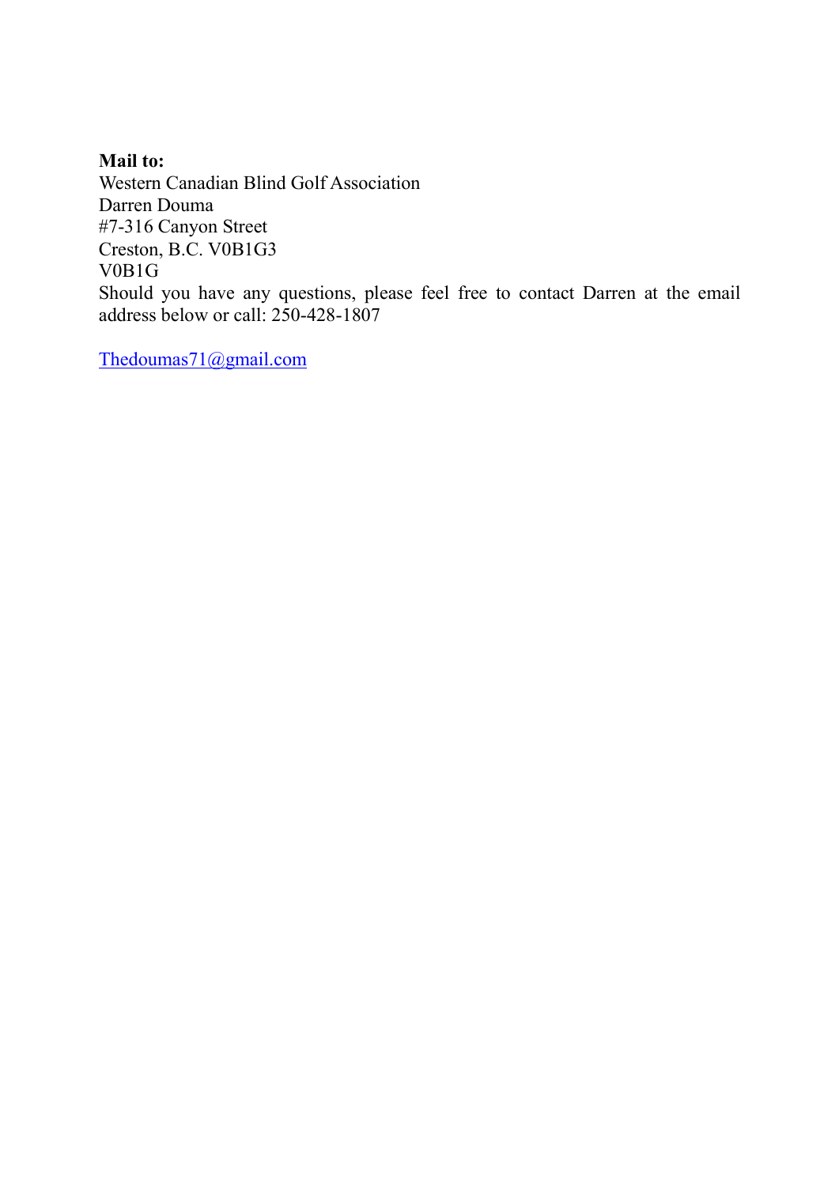**Mail to:**
Western Canadian Blind Golf Association
Darren Douma
#7-316 Canyon Street
Creston, B.C. V0B1G3
V0B1G
Should you have any questions, please feel free to contact Darren at the email address below or call: 250-428-1807

Thedoumas71@gmail.com